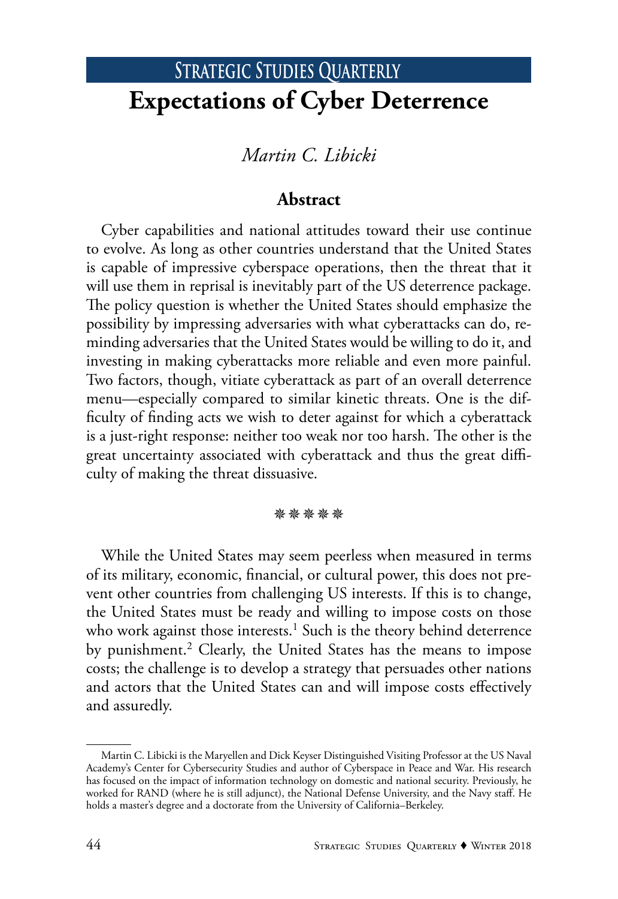# Expectations of Cyber Deterrence

*Martin C. Libicki*

## Abstract

Cyber capabilities and national attitudes toward their use continue to evolve. As long as other countries understand that the United States is capable of impressive cyberspace operations, then the threat that it will use them in reprisal is inevitably part of the US deterrence package. The policy question is whether the United States should emphasize the possibility by impressing adversaries with what cyberattacks can do, reminding adversaries that the United States would be willing to do it, and investing in making cyberattacks more reliable and even more painful. Two factors, though, vitiate cyberattack as part of an overall deterrence menu—especially compared to similar kinetic threats. One is the difficulty of finding acts we wish to deter against for which a cyberattack is a just-right response: neither too weak nor too harsh. The other is the great uncertainty associated with cyberattack and thus the great difficulty of making the threat dissuasive.

✵✵✵✵✵

While the United States may seem peerless when measured in terms of its military, economic, financial, or cultural power, this does not prevent other countries from challenging US interests. If this is to change, the United States must be ready and willing to impose costs on those who work against those interests.[1] Such is the theory behind deterrence by punishment.[2] Clearly, the United States has the means to impose costs; the challenge is to develop a strategy that persuades other nations and actors that the United States can and will impose costs effectively and assuredly.

---

Martin C. Libicki is the Maryellen and Dick Keyser Distinguished Visiting Professor at the US Naval Academy's Center for Cybersecurity Studies and author of Cyberspace in Peace and War. His research has focused on the impact of information technology on domestic and national security. Previously, he worked for RAND (where he is still adjunct), the National Defense University, and the Navy staff. He holds a master's degree and a doctorate from the University of California–Berkeley.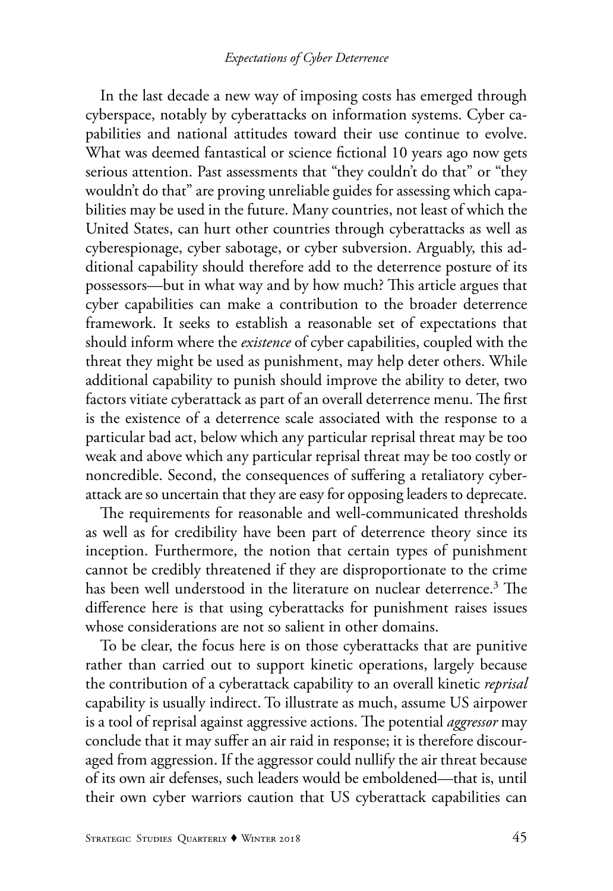In the last decade a new way of imposing costs has emerged through cyberspace, notably by cyberattacks on information systems. Cyber capabilities and national attitudes toward their use continue to evolve. What was deemed fantastical or science fictional 10 years ago now gets serious attention. Past assessments that "they couldn't do that" or "they wouldn't do that" are proving unreliable guides for assessing which capabilities may be used in the future. Many countries, not least of which the United States, can hurt other countries through cyberattacks as well as cyberespionage, cyber sabotage, or cyber subversion. Arguably, this additional capability should therefore add to the deterrence posture of its possessors—but in what way and by how much? This article argues that cyber capabilities can make a contribution to the broader deterrence framework. It seeks to establish a reasonable set of expectations that should inform where the *existence* of cyber capabilities, coupled with the threat they might be used as punishment, may help deter others. While additional capability to punish should improve the ability to deter, two factors vitiate cyberattack as part of an overall deterrence menu. The first is the existence of a deterrence scale associated with the response to a particular bad act, below which any particular reprisal threat may be too weak and above which any particular reprisal threat may be too costly or noncredible. Second, the consequences of suffering a retaliatory cyberattack are so uncertain that they are easy for opposing leaders to deprecate.

The requirements for reasonable and well-communicated thresholds as well as for credibility have been part of deterrence theory since its inception. Furthermore, the notion that certain types of punishment cannot be credibly threatened if they are disproportionate to the crime has been well understood in the literature on nuclear deterrence.[3] The difference here is that using cyberattacks for punishment raises issues whose considerations are not so salient in other domains.

To be clear, the focus here is on those cyberattacks that are punitive rather than carried out to support kinetic operations, largely because the contribution of a cyberattack capability to an overall kinetic *reprisal* capability is usually indirect. To illustrate as much, assume US airpower is a tool of reprisal against aggressive actions. The potential *aggressor* may conclude that it may suffer an air raid in response; it is therefore discouraged from aggression. If the aggressor could nullify the air threat because of its own air defenses, such leaders would be emboldened—that is, until their own cyber warriors caution that US cyberattack capabilities can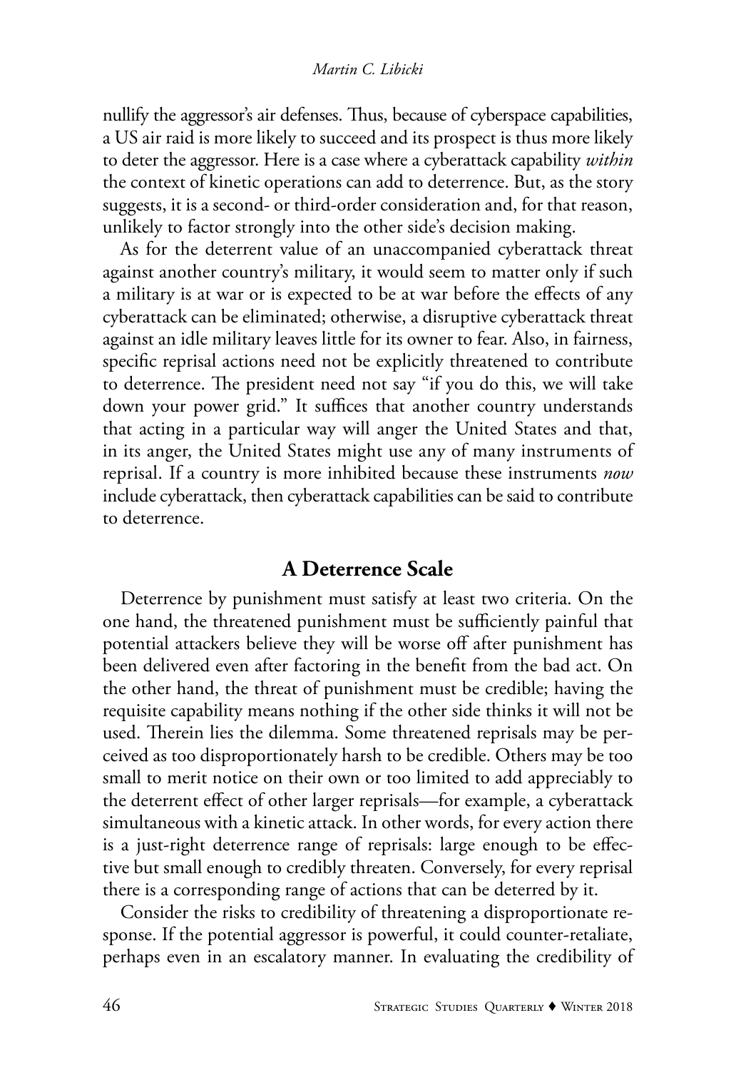nullify the aggressor's air defenses. Thus, because of cyberspace capabilities, a US air raid is more likely to succeed and its prospect is thus more likely to deter the aggressor. Here is a case where a cyberattack capability *within* the context of kinetic operations can add to deterrence. But, as the story suggests, it is a second- or third-order consideration and, for that reason, unlikely to factor strongly into the other side's decision making.

As for the deterrent value of an unaccompanied cyberattack threat against another country's military, it would seem to matter only if such a military is at war or is expected to be at war before the effects of any cyberattack can be eliminated; otherwise, a disruptive cyberattack threat against an idle military leaves little for its owner to fear. Also, in fairness, specific reprisal actions need not be explicitly threatened to contribute to deterrence. The president need not say "if you do this, we will take down your power grid." It suffices that another country understands that acting in a particular way will anger the United States and that, in its anger, the United States might use any of many instruments of reprisal. If a country is more inhibited because these instruments *now* include cyberattack, then cyberattack capabilities can be said to contribute to deterrence.

## A Deterrence Scale

Deterrence by punishment must satisfy at least two criteria. On the one hand, the threatened punishment must be sufficiently painful that potential attackers believe they will be worse off after punishment has been delivered even after factoring in the benefit from the bad act. On the other hand, the threat of punishment must be credible; having the requisite capability means nothing if the other side thinks it will not be used. Therein lies the dilemma. Some threatened reprisals may be perceived as too disproportionately harsh to be credible. Others may be too small to merit notice on their own or too limited to add appreciably to the deterrent effect of other larger reprisals—for example, a cyberattack simultaneous with a kinetic attack. In other words, for every action there is a just-right deterrence range of reprisals: large enough to be effective but small enough to credibly threaten. Conversely, for every reprisal there is a corresponding range of actions that can be deterred by it.

Consider the risks to credibility of threatening a disproportionate response. If the potential aggressor is powerful, it could counter-retaliate, perhaps even in an escalatory manner. In evaluating the credibility of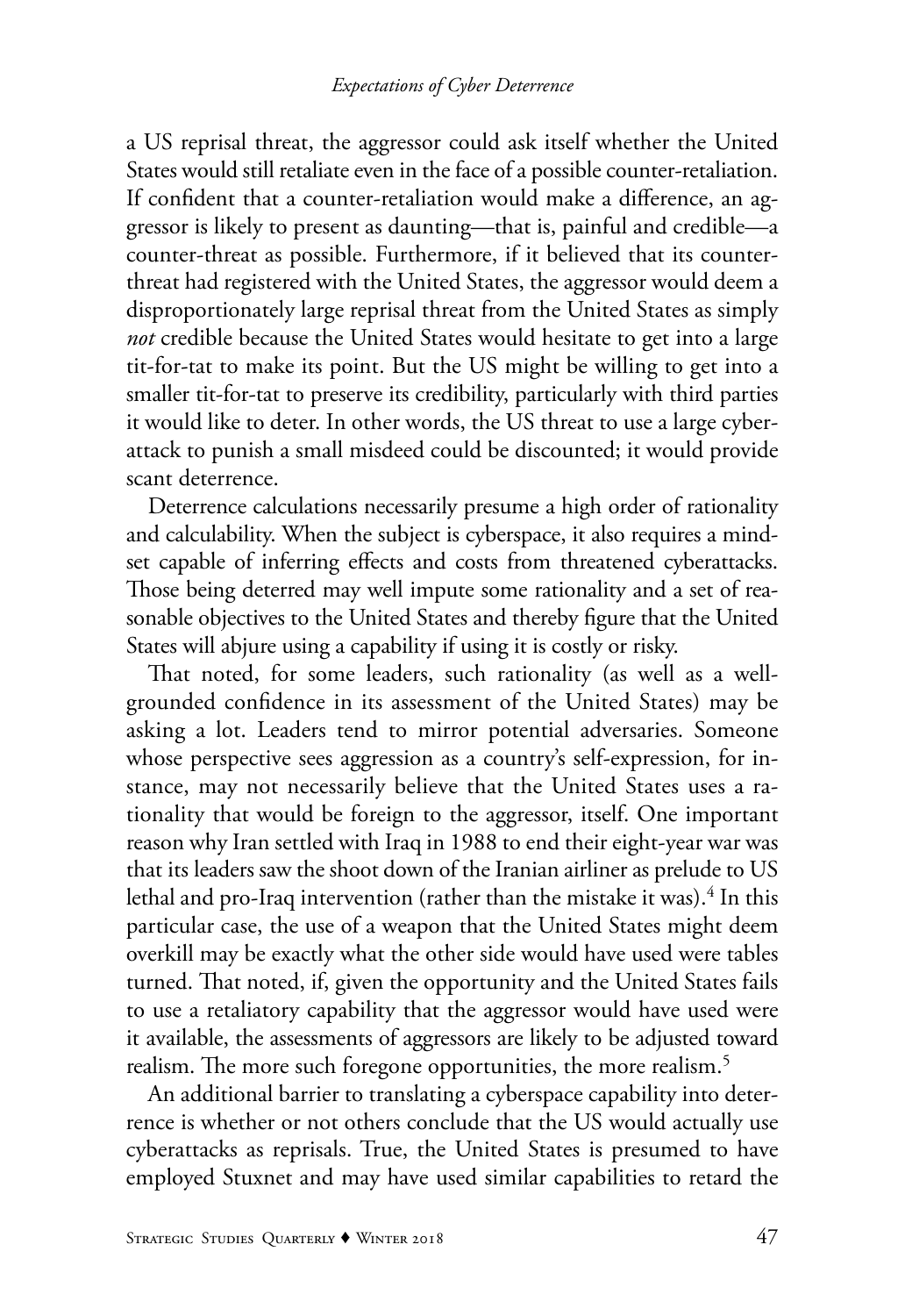a US reprisal threat, the aggressor could ask itself whether the United States would still retaliate even in the face of a possible counter-retaliation. If confident that a counter-retaliation would make a difference, an aggressor is likely to present as daunting—that is, painful and credible—a counter-threat as possible. Furthermore, if it believed that its counter-threat had registered with the United States, the aggressor would deem a disproportionately large reprisal threat from the United States as simply *not* credible because the United States would hesitate to get into a large tit-for-tat to make its point. But the US might be willing to get into a smaller tit-for-tat to preserve its credibility, particularly with third parties it would like to deter. In other words, the US threat to use a large cyberattack to punish a small misdeed could be discounted; it would provide scant deterrence.

Deterrence calculations necessarily presume a high order of rationality and calculability. When the subject is cyberspace, it also requires a mindset capable of inferring effects and costs from threatened cyberattacks. Those being deterred may well impute some rationality and a set of reasonable objectives to the United States and thereby figure that the United States will abjure using a capability if using it is costly or risky.

That noted, for some leaders, such rationality (as well as a well-grounded confidence in its assessment of the United States) may be asking a lot. Leaders tend to mirror potential adversaries. Someone whose perspective sees aggression as a country's self-expression, for instance, may not necessarily believe that the United States uses a rationality that would be foreign to the aggressor, itself. One important reason why Iran settled with Iraq in 1988 to end their eight-year war was that its leaders saw the shoot down of the Iranian airliner as prelude to US lethal and pro-Iraq intervention (rather than the mistake it was).[4] In this particular case, the use of a weapon that the United States might deem overkill may be exactly what the other side would have used were tables turned. That noted, if, given the opportunity and the United States fails to use a retaliatory capability that the aggressor would have used were it available, the assessments of aggressors are likely to be adjusted toward realism. The more such foregone opportunities, the more realism.[5]

An additional barrier to translating a cyberspace capability into deterrence is whether or not others conclude that the US would actually use cyberattacks as reprisals. True, the United States is presumed to have employed Stuxnet and may have used similar capabilities to retard the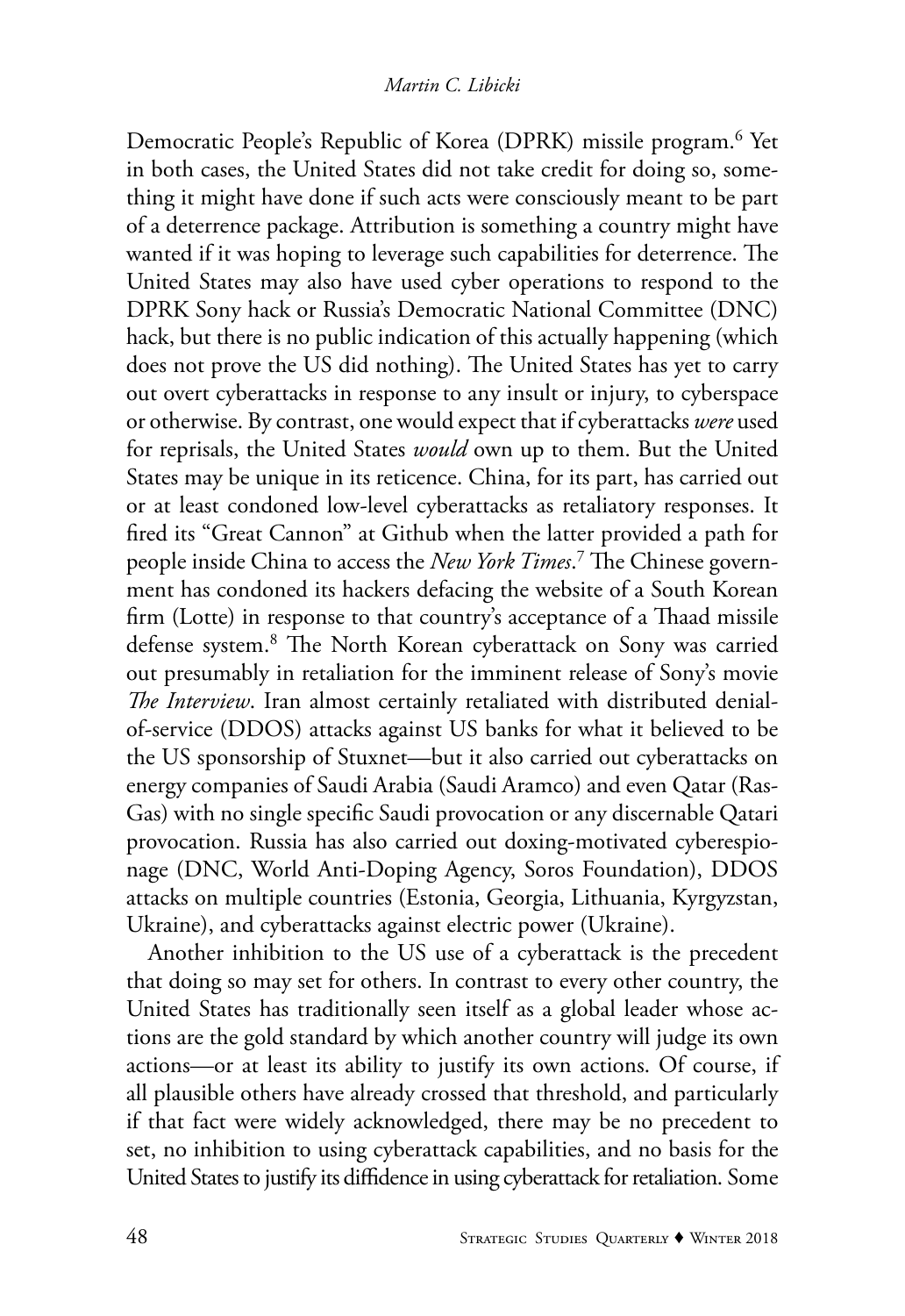Democratic People's Republic of Korea (DPRK) missile program.[6] Yet in both cases, the United States did not take credit for doing so, something it might have done if such acts were consciously meant to be part of a deterrence package. Attribution is something a country might have wanted if it was hoping to leverage such capabilities for deterrence. The United States may also have used cyber operations to respond to the DPRK Sony hack or Russia's Democratic National Committee (DNC) hack, but there is no public indication of this actually happening (which does not prove the US did nothing). The United States has yet to carry out overt cyberattacks in response to any insult or injury, to cyberspace or otherwise. By contrast, one would expect that if cyberattacks *were* used for reprisals, the United States *would* own up to them. But the United States may be unique in its reticence. China, for its part, has carried out or at least condoned low-level cyberattacks as retaliatory responses. It fired its "Great Cannon" at Github when the latter provided a path for people inside China to access the *New York Times*.[7] The Chinese government has condoned its hackers defacing the website of a South Korean firm (Lotte) in response to that country's acceptance of a Thaad missile defense system.[8] The North Korean cyberattack on Sony was carried out presumably in retaliation for the imminent release of Sony's movie *The Interview*. Iran almost certainly retaliated with distributed denial-of-service (DDOS) attacks against US banks for what it believed to be the US sponsorship of Stuxnet—but it also carried out cyberattacks on energy companies of Saudi Arabia (Saudi Aramco) and even Qatar (RasGas) with no single specific Saudi provocation or any discernable Qatari provocation. Russia has also carried out doxing-motivated cyberespionage (DNC, World Anti-Doping Agency, Soros Foundation), DDOS attacks on multiple countries (Estonia, Georgia, Lithuania, Kyrgyzstan, Ukraine), and cyberattacks against electric power (Ukraine).

Another inhibition to the US use of a cyberattack is the precedent that doing so may set for others. In contrast to every other country, the United States has traditionally seen itself as a global leader whose actions are the gold standard by which another country will judge its own actions—or at least its ability to justify its own actions. Of course, if all plausible others have already crossed that threshold, and particularly if that fact were widely acknowledged, there may be no precedent to set, no inhibition to using cyberattack capabilities, and no basis for the United States to justify its diffidence in using cyberattack for retaliation. Some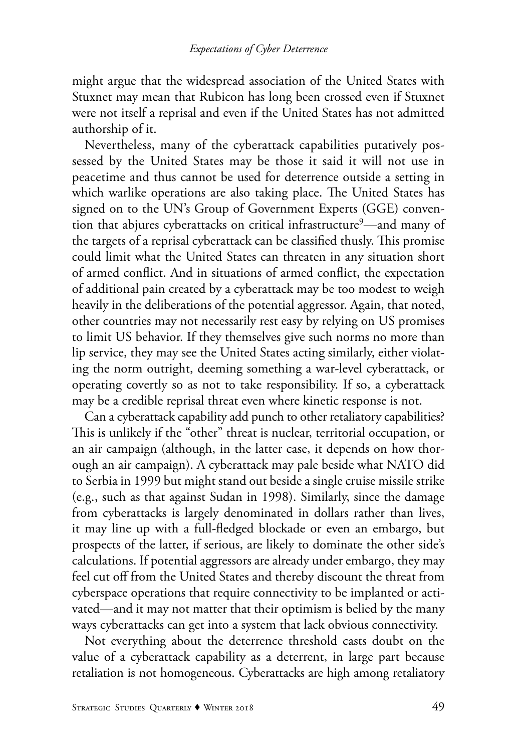might argue that the widespread association of the United States with Stuxnet may mean that Rubicon has long been crossed even if Stuxnet were not itself a reprisal and even if the United States has not admitted authorship of it.

Nevertheless, many of the cyberattack capabilities putatively possessed by the United States may be those it said it will not use in peacetime and thus cannot be used for deterrence outside a setting in which warlike operations are also taking place. The United States has signed on to the UN's Group of Government Experts (GGE) convention that abjures cyberattacks on critical infrastructure[9]—and many of the targets of a reprisal cyberattack can be classified thusly. This promise could limit what the United States can threaten in any situation short of armed conflict. And in situations of armed conflict, the expectation of additional pain created by a cyberattack may be too modest to weigh heavily in the deliberations of the potential aggressor. Again, that noted, other countries may not necessarily rest easy by relying on US promises to limit US behavior. If they themselves give such norms no more than lip service, they may see the United States acting similarly, either violating the norm outright, deeming something a war-level cyberattack, or operating covertly so as not to take responsibility. If so, a cyberattack may be a credible reprisal threat even where kinetic response is not.

Can a cyberattack capability add punch to other retaliatory capabilities? This is unlikely if the "other" threat is nuclear, territorial occupation, or an air campaign (although, in the latter case, it depends on how thorough an air campaign). A cyberattack may pale beside what NATO did to Serbia in 1999 but might stand out beside a single cruise missile strike (e.g., such as that against Sudan in 1998). Similarly, since the damage from cyberattacks is largely denominated in dollars rather than lives, it may line up with a full-fledged blockade or even an embargo, but prospects of the latter, if serious, are likely to dominate the other side's calculations. If potential aggressors are already under embargo, they may feel cut off from the United States and thereby discount the threat from cyberspace operations that require connectivity to be implanted or activated—and it may not matter that their optimism is belied by the many ways cyberattacks can get into a system that lack obvious connectivity.

Not everything about the deterrence threshold casts doubt on the value of a cyberattack capability as a deterrent, in large part because retaliation is not homogeneous. Cyberattacks are high among retaliatory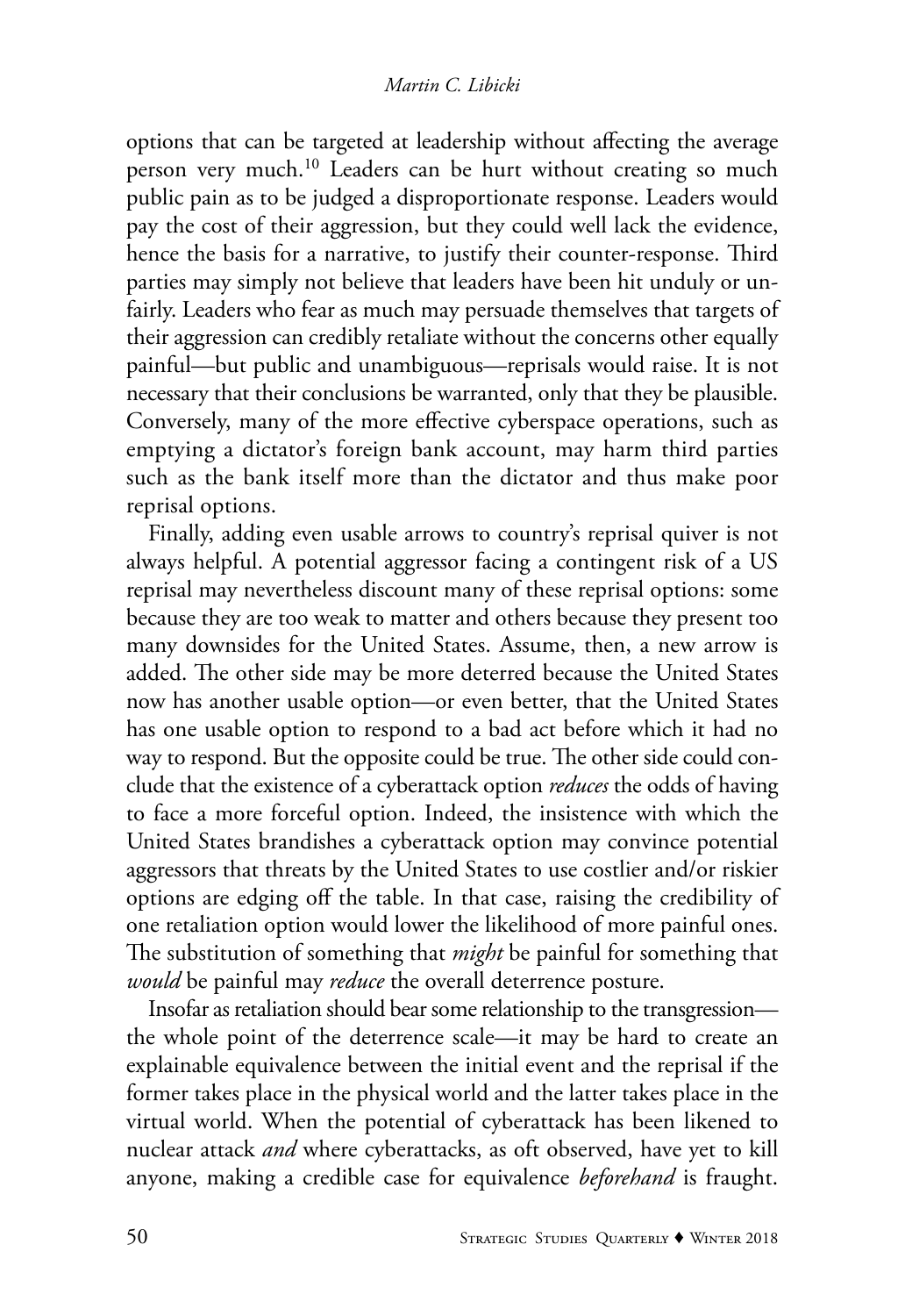options that can be targeted at leadership without affecting the average person very much.[10] Leaders can be hurt without creating so much public pain as to be judged a disproportionate response. Leaders would pay the cost of their aggression, but they could well lack the evidence, hence the basis for a narrative, to justify their counter-response. Third parties may simply not believe that leaders have been hit unduly or unfairly. Leaders who fear as much may persuade themselves that targets of their aggression can credibly retaliate without the concerns other equally painful—but public and unambiguous—reprisals would raise. It is not necessary that their conclusions be warranted, only that they be plausible. Conversely, many of the more effective cyberspace operations, such as emptying a dictator's foreign bank account, may harm third parties such as the bank itself more than the dictator and thus make poor reprisal options.

Finally, adding even usable arrows to country's reprisal quiver is not always helpful. A potential aggressor facing a contingent risk of a US reprisal may nevertheless discount many of these reprisal options: some because they are too weak to matter and others because they present too many downsides for the United States. Assume, then, a new arrow is added. The other side may be more deterred because the United States now has another usable option—or even better, that the United States has one usable option to respond to a bad act before which it had no way to respond. But the opposite could be true. The other side could conclude that the existence of a cyberattack option *reduces* the odds of having to face a more forceful option. Indeed, the insistence with which the United States brandishes a cyberattack option may convince potential aggressors that threats by the United States to use costlier and/or riskier options are edging off the table. In that case, raising the credibility of one retaliation option would lower the likelihood of more painful ones. The substitution of something that *might* be painful for something that *would* be painful may *reduce* the overall deterrence posture.

Insofar as retaliation should bear some relationship to the transgression—the whole point of the deterrence scale—it may be hard to create an explainable equivalence between the initial event and the reprisal if the former takes place in the physical world and the latter takes place in the virtual world. When the potential of cyberattack has been likened to nuclear attack *and* where cyberattacks, as oft observed, have yet to kill anyone, making a credible case for equivalence *beforehand* is fraught.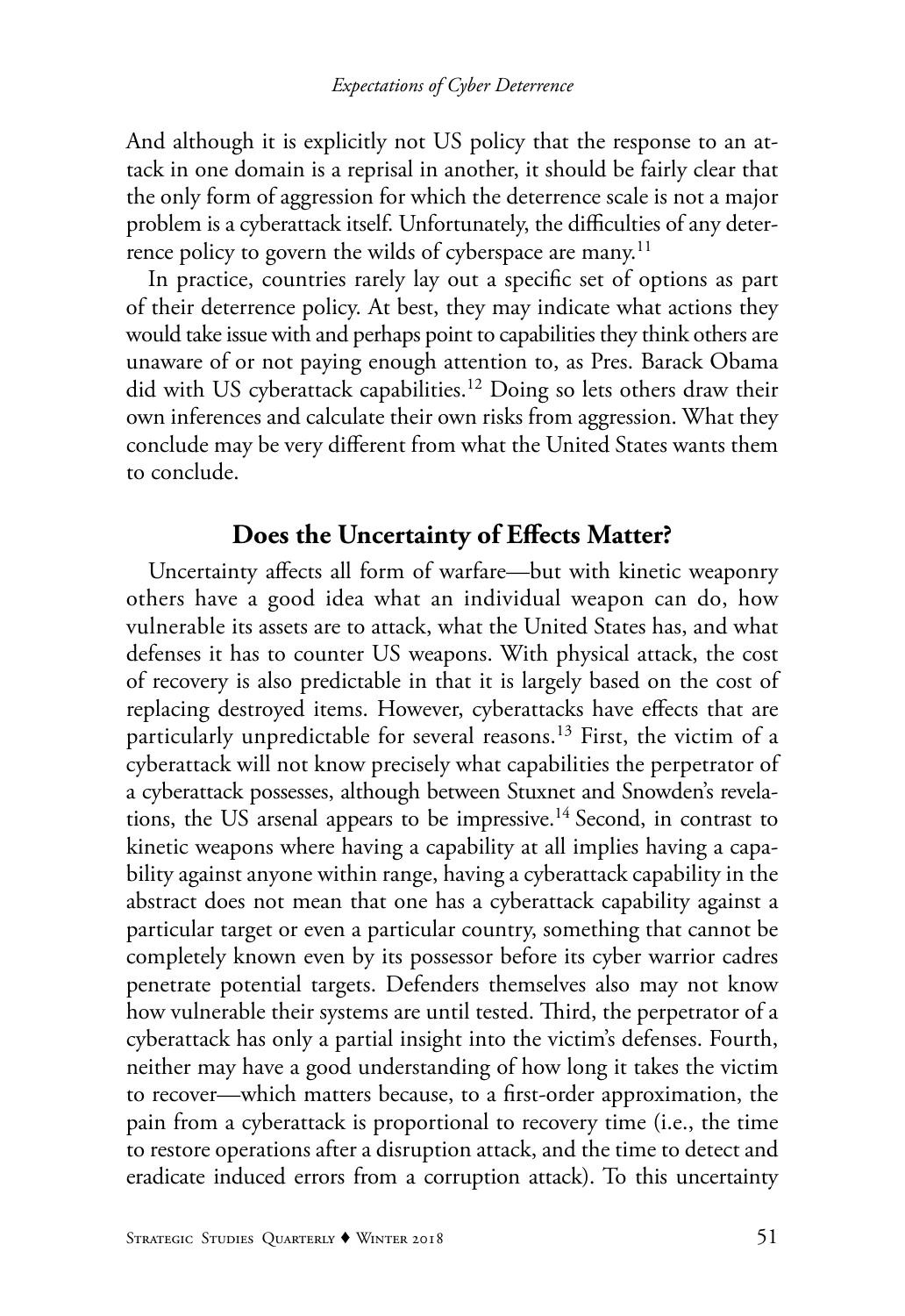And although it is explicitly not US policy that the response to an attack in one domain is a reprisal in another, it should be fairly clear that the only form of aggression for which the deterrence scale is not a major problem is a cyberattack itself. Unfortunately, the difficulties of any deterrence policy to govern the wilds of cyberspace are many.[11]

In practice, countries rarely lay out a specific set of options as part of their deterrence policy. At best, they may indicate what actions they would take issue with and perhaps point to capabilities they think others are unaware of or not paying enough attention to, as Pres. Barack Obama did with US cyberattack capabilities.[12] Doing so lets others draw their own inferences and calculate their own risks from aggression. What they conclude may be very different from what the United States wants them to conclude.

## Does the Uncertainty of Effects Matter?

Uncertainty affects all form of warfare—but with kinetic weaponry others have a good idea what an individual weapon can do, how vulnerable its assets are to attack, what the United States has, and what defenses it has to counter US weapons. With physical attack, the cost of recovery is also predictable in that it is largely based on the cost of replacing destroyed items. However, cyberattacks have effects that are particularly unpredictable for several reasons.[13] First, the victim of a cyberattack will not know precisely what capabilities the perpetrator of a cyberattack possesses, although between Stuxnet and Snowden's revelations, the US arsenal appears to be impressive.[14] Second, in contrast to kinetic weapons where having a capability at all implies having a capability against anyone within range, having a cyberattack capability in the abstract does not mean that one has a cyberattack capability against a particular target or even a particular country, something that cannot be completely known even by its possessor before its cyber warrior cadres penetrate potential targets. Defenders themselves also may not know how vulnerable their systems are until tested. Third, the perpetrator of a cyberattack has only a partial insight into the victim's defenses. Fourth, neither may have a good understanding of how long it takes the victim to recover—which matters because, to a first-order approximation, the pain from a cyberattack is proportional to recovery time (i.e., the time to restore operations after a disruption attack, and the time to detect and eradicate induced errors from a corruption attack). To this uncertainty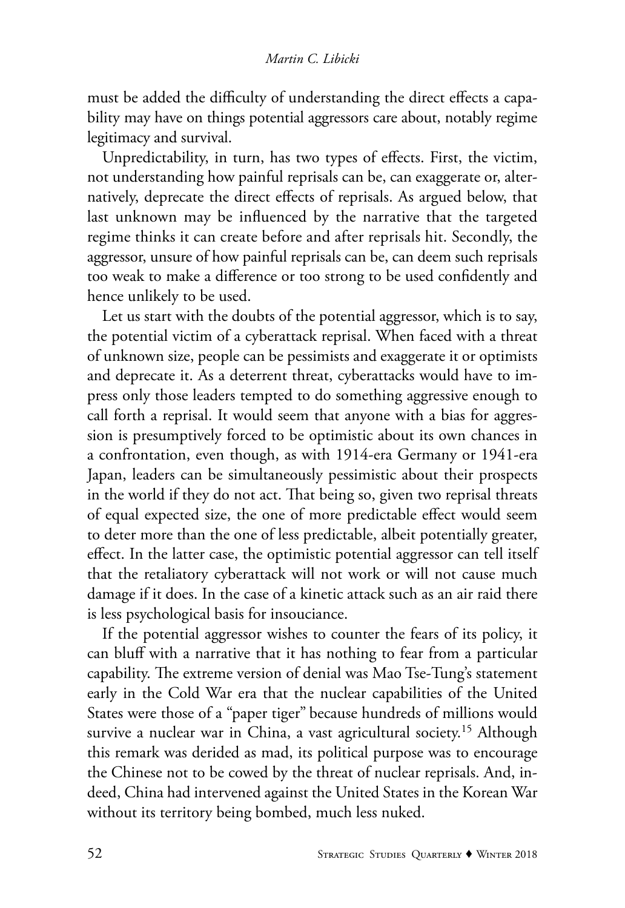must be added the difficulty of understanding the direct effects a capability may have on things potential aggressors care about, notably regime legitimacy and survival.

Unpredictability, in turn, has two types of effects. First, the victim, not understanding how painful reprisals can be, can exaggerate or, alternatively, deprecate the direct effects of reprisals. As argued below, that last unknown may be influenced by the narrative that the targeted regime thinks it can create before and after reprisals hit. Secondly, the aggressor, unsure of how painful reprisals can be, can deem such reprisals too weak to make a difference or too strong to be used confidently and hence unlikely to be used.

Let us start with the doubts of the potential aggressor, which is to say, the potential victim of a cyberattack reprisal. When faced with a threat of unknown size, people can be pessimists and exaggerate it or optimists and deprecate it. As a deterrent threat, cyberattacks would have to impress only those leaders tempted to do something aggressive enough to call forth a reprisal. It would seem that anyone with a bias for aggression is presumptively forced to be optimistic about its own chances in a confrontation, even though, as with 1914-era Germany or 1941-era Japan, leaders can be simultaneously pessimistic about their prospects in the world if they do not act. That being so, given two reprisal threats of equal expected size, the one of more predictable effect would seem to deter more than the one of less predictable, albeit potentially greater, effect. In the latter case, the optimistic potential aggressor can tell itself that the retaliatory cyberattack will not work or will not cause much damage if it does. In the case of a kinetic attack such as an air raid there is less psychological basis for insouciance.

If the potential aggressor wishes to counter the fears of its policy, it can bluff with a narrative that it has nothing to fear from a particular capability. The extreme version of denial was Mao Tse-Tung's statement early in the Cold War era that the nuclear capabilities of the United States were those of a "paper tiger" because hundreds of millions would survive a nuclear war in China, a vast agricultural society.[15] Although this remark was derided as mad, its political purpose was to encourage the Chinese not to be cowed by the threat of nuclear reprisals. And, indeed, China had intervened against the United States in the Korean War without its territory being bombed, much less nuked.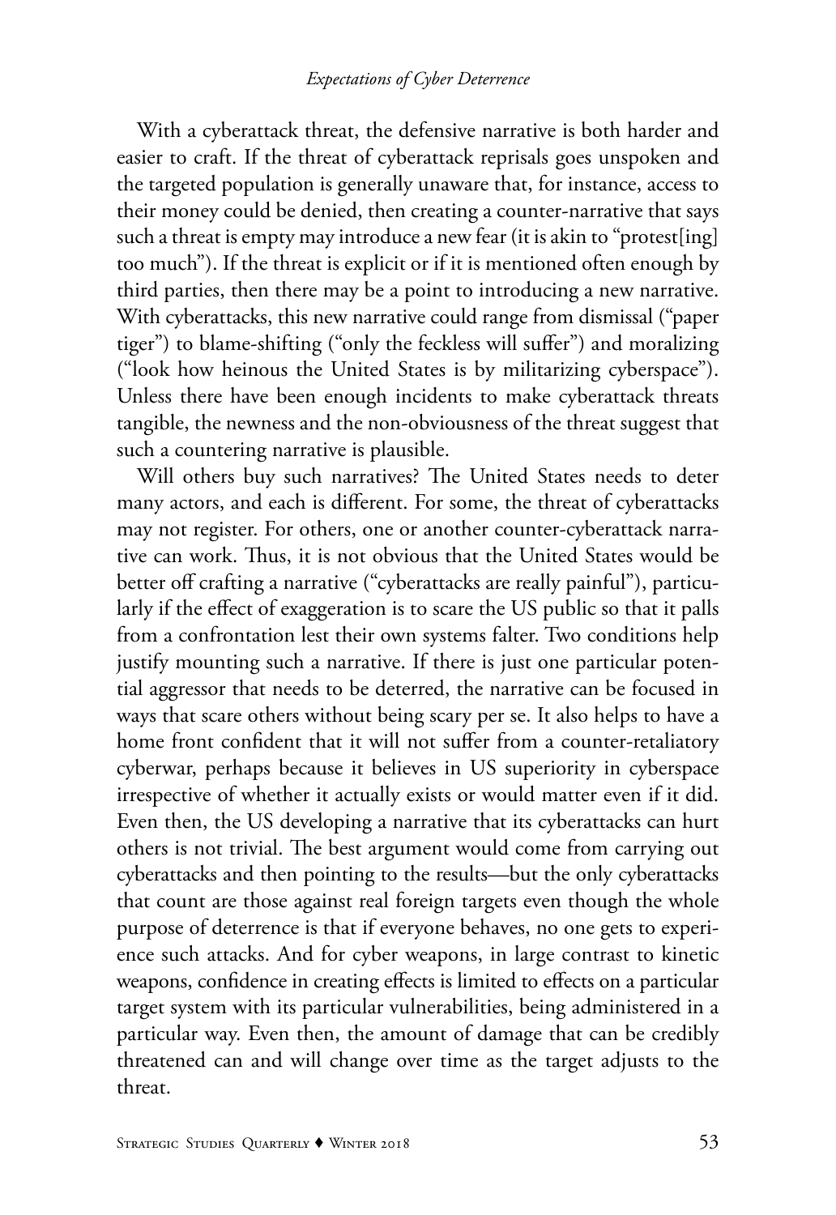With a cyberattack threat, the defensive narrative is both harder and easier to craft. If the threat of cyberattack reprisals goes unspoken and the targeted population is generally unaware that, for instance, access to their money could be denied, then creating a counter-narrative that says such a threat is empty may introduce a new fear (it is akin to "protest[ing] too much"). If the threat is explicit or if it is mentioned often enough by third parties, then there may be a point to introducing a new narrative. With cyberattacks, this new narrative could range from dismissal ("paper tiger") to blame-shifting ("only the feckless will suffer") and moralizing ("look how heinous the United States is by militarizing cyberspace"). Unless there have been enough incidents to make cyberattack threats tangible, the newness and the non-obviousness of the threat suggest that such a countering narrative is plausible.

Will others buy such narratives? The United States needs to deter many actors, and each is different. For some, the threat of cyberattacks may not register. For others, one or another counter-cyberattack narrative can work. Thus, it is not obvious that the United States would be better off crafting a narrative ("cyberattacks are really painful"), particularly if the effect of exaggeration is to scare the US public so that it palls from a confrontation lest their own systems falter. Two conditions help justify mounting such a narrative. If there is just one particular potential aggressor that needs to be deterred, the narrative can be focused in ways that scare others without being scary per se. It also helps to have a home front confident that it will not suffer from a counter-retaliatory cyberwar, perhaps because it believes in US superiority in cyberspace irrespective of whether it actually exists or would matter even if it did. Even then, the US developing a narrative that its cyberattacks can hurt others is not trivial. The best argument would come from carrying out cyberattacks and then pointing to the results—but the only cyberattacks that count are those against real foreign targets even though the whole purpose of deterrence is that if everyone behaves, no one gets to experience such attacks. And for cyber weapons, in large contrast to kinetic weapons, confidence in creating effects is limited to effects on a particular target system with its particular vulnerabilities, being administered in a particular way. Even then, the amount of damage that can be credibly threatened can and will change over time as the target adjusts to the threat.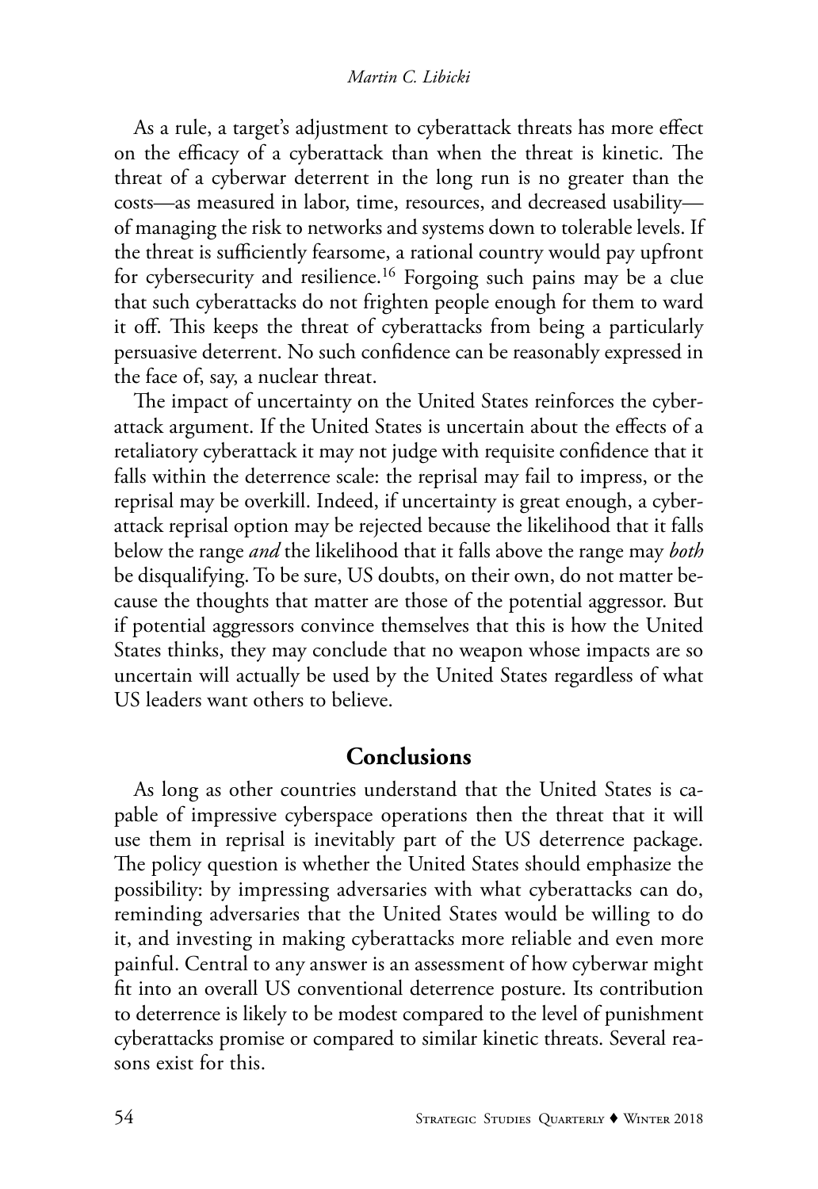As a rule, a target's adjustment to cyberattack threats has more effect on the efficacy of a cyberattack than when the threat is kinetic. The threat of a cyberwar deterrent in the long run is no greater than the costs—as measured in labor, time, resources, and decreased usability—of managing the risk to networks and systems down to tolerable levels. If the threat is sufficiently fearsome, a rational country would pay upfront for cybersecurity and resilience.[16] Forgoing such pains may be a clue that such cyberattacks do not frighten people enough for them to ward it off. This keeps the threat of cyberattacks from being a particularly persuasive deterrent. No such confidence can be reasonably expressed in the face of, say, a nuclear threat.

The impact of uncertainty on the United States reinforces the cyberattack argument. If the United States is uncertain about the effects of a retaliatory cyberattack it may not judge with requisite confidence that it falls within the deterrence scale: the reprisal may fail to impress, or the reprisal may be overkill. Indeed, if uncertainty is great enough, a cyberattack reprisal option may be rejected because the likelihood that it falls below the range *and* the likelihood that it falls above the range may *both* be disqualifying. To be sure, US doubts, on their own, do not matter because the thoughts that matter are those of the potential aggressor. But if potential aggressors convince themselves that this is how the United States thinks, they may conclude that no weapon whose impacts are so uncertain will actually be used by the United States regardless of what US leaders want others to believe.

## Conclusions

As long as other countries understand that the United States is capable of impressive cyberspace operations then the threat that it will use them in reprisal is inevitably part of the US deterrence package. The policy question is whether the United States should emphasize the possibility: by impressing adversaries with what cyberattacks can do, reminding adversaries that the United States would be willing to do it, and investing in making cyberattacks more reliable and even more painful. Central to any answer is an assessment of how cyberwar might fit into an overall US conventional deterrence posture. Its contribution to deterrence is likely to be modest compared to the level of punishment cyberattacks promise or compared to similar kinetic threats. Several reasons exist for this.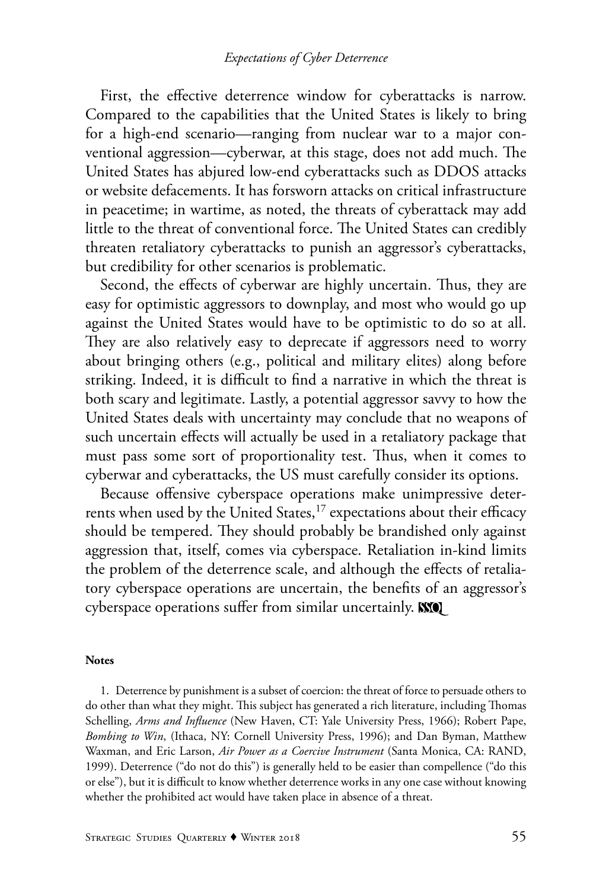First, the effective deterrence window for cyberattacks is narrow. Compared to the capabilities that the United States is likely to bring for a high-end scenario—ranging from nuclear war to a major conventional aggression—cyberwar, at this stage, does not add much. The United States has abjured low-end cyberattacks such as DDOS attacks or website defacements. It has forsworn attacks on critical infrastructure in peacetime; in wartime, as noted, the threats of cyberattack may add little to the threat of conventional force. The United States can credibly threaten retaliatory cyberattacks to punish an aggressor's cyberattacks, but credibility for other scenarios is problematic.

Second, the effects of cyberwar are highly uncertain. Thus, they are easy for optimistic aggressors to downplay, and most who would go up against the United States would have to be optimistic to do so at all. They are also relatively easy to deprecate if aggressors need to worry about bringing others (e.g., political and military elites) along before striking. Indeed, it is difficult to find a narrative in which the threat is both scary and legitimate. Lastly, a potential aggressor savvy to how the United States deals with uncertainty may conclude that no weapons of such uncertain effects will actually be used in a retaliatory package that must pass some sort of proportionality test. Thus, when it comes to cyberwar and cyberattacks, the US must carefully consider its options.

Because offensive cyberspace operations make unimpressive deterrents when used by the United States,[17] expectations about their efficacy should be tempered. They should probably be brandished only against aggression that, itself, comes via cyberspace. Retaliation in-kind limits the problem of the deterrence scale, and although the effects of retaliatory cyberspace operations are uncertain, the benefits of an aggressor's cyberspace operations suffer from similar uncertainly. SSQ

**Notes**

1. Deterrence by punishment is a subset of coercion: the threat of force to persuade others to do other than what they might. This subject has generated a rich literature, including Thomas Schelling, *Arms and Influence* (New Haven, CT: Yale University Press, 1966); Robert Pape, *Bombing to Win*, (Ithaca, NY: Cornell University Press, 1996); and Dan Byman, Matthew Waxman, and Eric Larson, *Air Power as a Coercive Instrument* (Santa Monica, CA: RAND, 1999). Deterrence ("do not do this") is generally held to be easier than compellence ("do this or else"), but it is difficult to know whether deterrence works in any one case without knowing whether the prohibited act would have taken place in absence of a threat.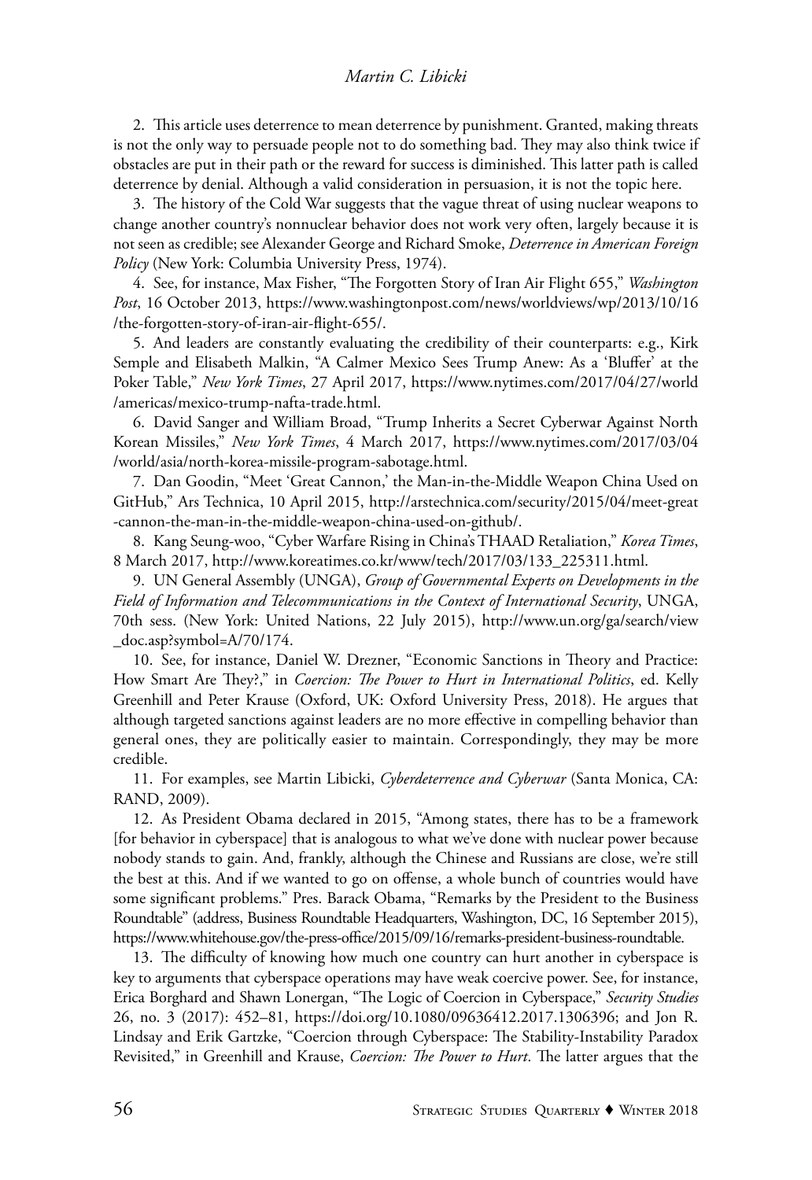2. This article uses deterrence to mean deterrence by punishment. Granted, making threats is not the only way to persuade people not to do something bad. They may also think twice if obstacles are put in their path or the reward for success is diminished. This latter path is called deterrence by denial. Although a valid consideration in persuasion, it is not the topic here.

3. The history of the Cold War suggests that the vague threat of using nuclear weapons to change another country's nonnuclear behavior does not work very often, largely because it is not seen as credible; see Alexander George and Richard Smoke, *Deterrence in American Foreign Policy* (New York: Columbia University Press, 1974).

4. See, for instance, Max Fisher, "The Forgotten Story of Iran Air Flight 655," *Washington Post*, 16 October 2013, https://www.washingtonpost.com/news/worldviews/wp/2013/10/16/the-forgotten-story-of-iran-air-flight-655/.

5. And leaders are constantly evaluating the credibility of their counterparts: e.g., Kirk Semple and Elisabeth Malkin, "A Calmer Mexico Sees Trump Anew: As a 'Bluffer' at the Poker Table," *New York Times*, 27 April 2017, https://www.nytimes.com/2017/04/27/world/americas/mexico-trump-nafta-trade.html.

6. David Sanger and William Broad, "Trump Inherits a Secret Cyberwar Against North Korean Missiles," *New York Times*, 4 March 2017, https://www.nytimes.com/2017/03/04/world/asia/north-korea-missile-program-sabotage.html.

7. Dan Goodin, "Meet 'Great Cannon,' the Man-in-the-Middle Weapon China Used on GitHub," Ars Technica, 10 April 2015, http://arstechnica.com/security/2015/04/meet-great-cannon-the-man-in-the-middle-weapon-china-used-on-github/.

8. Kang Seung-woo, "Cyber Warfare Rising in China's THAAD Retaliation," *Korea Times*, 8 March 2017, http://www.koreatimes.co.kr/www/tech/2017/03/133_225311.html.

9. UN General Assembly (UNGA), *Group of Governmental Experts on Developments in the Field of Information and Telecommunications in the Context of International Security*, UNGA, 70th sess. (New York: United Nations, 22 July 2015), http://www.un.org/ga/search/view_doc.asp?symbol=A/70/174.

10. See, for instance, Daniel W. Drezner, "Economic Sanctions in Theory and Practice: How Smart Are They?," in *Coercion: The Power to Hurt in International Politics*, ed. Kelly Greenhill and Peter Krause (Oxford, UK: Oxford University Press, 2018). He argues that although targeted sanctions against leaders are no more effective in compelling behavior than general ones, they are politically easier to maintain. Correspondingly, they may be more credible.

11. For examples, see Martin Libicki, *Cyberdeterrence and Cyberwar* (Santa Monica, CA: RAND, 2009).

12. As President Obama declared in 2015, "Among states, there has to be a framework [for behavior in cyberspace] that is analogous to what we've done with nuclear power because nobody stands to gain. And, frankly, although the Chinese and Russians are close, we're still the best at this. And if we wanted to go on offense, a whole bunch of countries would have some significant problems." Pres. Barack Obama, "Remarks by the President to the Business Roundtable" (address, Business Roundtable Headquarters, Washington, DC, 16 September 2015), https://www.whitehouse.gov/the-press-office/2015/09/16/remarks-president-business-roundtable.

13. The difficulty of knowing how much one country can hurt another in cyberspace is key to arguments that cyberspace operations may have weak coercive power. See, for instance, Erica Borghard and Shawn Lonergan, "The Logic of Coercion in Cyberspace," *Security Studies* 26, no. 3 (2017): 452–81, https://doi.org/10.1080/09636412.2017.1306396; and Jon R. Lindsay and Erik Gartzke, "Coercion through Cyberspace: The Stability-Instability Paradox Revisited," in Greenhill and Krause, *Coercion: The Power to Hurt*. The latter argues that the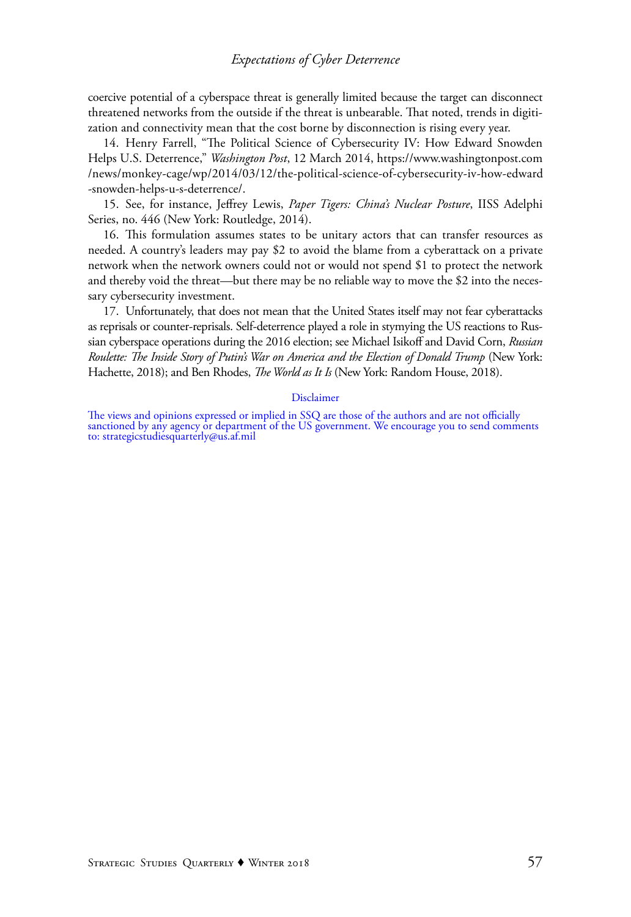coercive potential of a cyberspace threat is generally limited because the target can disconnect threatened networks from the outside if the threat is unbearable. That noted, trends in digitization and connectivity mean that the cost borne by disconnection is rising every year.

14. Henry Farrell, "The Political Science of Cybersecurity IV: How Edward Snowden Helps U.S. Deterrence," *Washington Post*, 12 March 2014, https://www.washingtonpost.com/news/monkey-cage/wp/2014/03/12/the-political-science-of-cybersecurity-iv-how-edward-snowden-helps-u-s-deterrence/.

15. See, for instance, Jeffrey Lewis, *Paper Tigers: China's Nuclear Posture*, IISS Adelphi Series, no. 446 (New York: Routledge, 2014).

16. This formulation assumes states to be unitary actors that can transfer resources as needed. A country's leaders may pay $2 to avoid the blame from a cyberattack on a private network when the network owners could not or would not spend $1 to protect the network and thereby void the threat—but there may be no reliable way to move the $2 into the necessary cybersecurity investment.

17. Unfortunately, that does not mean that the United States itself may not fear cyberattacks as reprisals or counter-reprisals. Self-deterrence played a role in stymying the US reactions to Russian cyberspace operations during the 2016 election; see Michael Isikoff and David Corn, *Russian Roulette: The Inside Story of Putin's War on America and the Election of Donald Trump* (New York: Hachette, 2018); and Ben Rhodes, *The World as It Is* (New York: Random House, 2018).

Disclaimer

The views and opinions expressed or implied in SSQ are those of the authors and are not officially sanctioned by any agency or department of the US government. We encourage you to send comments to: strategicstudiesquarterly@us.af.mil